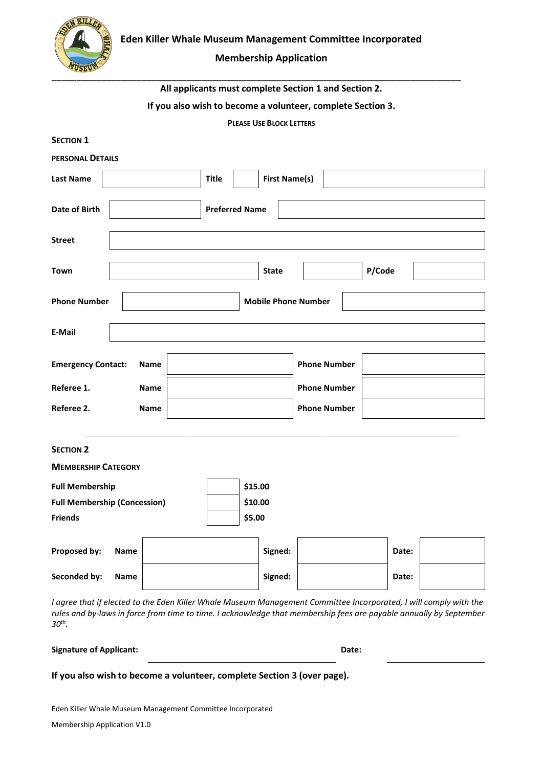# Eden Killer Whale Museum Management Committee Incorporated

## Membership Application

**All applicants must complete Section 1 and Section 2.**

**If you also wish to become a volunteer, complete Section 3.**

**PLEASE USE BLOCK LETTERS**

### SECTION 1

**PERSONAL DETAILS**

| | | | | | |
|---|---|---|---|---|---|
| **Last Name** | | **Title** | | **First Name(s)** | |
| **Date of Birth** | | **Preferred Name** | | | |
| **Street** | | | | | |
| **Town** | | **State** | | **P/Code** | |
| **Phone Number** | | **Mobile Phone Number** | | | |
| **E-Mail** | | | | | |

| | | | | |
|---|---|---|---|---|
| **Emergency Contact:** | **Name** | | **Phone Number** | |
| **Referee 1.** | **Name** | | **Phone Number** | |
| **Referee 2.** | **Name** | | **Phone Number** | |

### SECTION 2

**MEMBERSHIP CATEGORY**

| | | |
|---|---|---|
| **Full Membership** | | **$15.00** |
| **Full Membership (Concession)** | | **$10.00** |
| **Friends** | | **$5.00** |

| | | | | | | |
|---|---|---|---|---|---|---|
| **Proposed by:** | **Name** | | **Signed:** | | **Date:** | |
| **Seconded by:** | **Name** | | **Signed:** | | **Date:** | |

*I agree that if elected to the Eden Killer Whale Museum Management Committee Incorporated, I will comply with the rules and by-laws in force from time to time. I acknowledge that membership fees are payable annually by September 30th.*

**Signature of Applicant:** ______________________________ **Date:** ______________

**If you also wish to become a volunteer, complete Section 3 (over page).**

Eden Killer Whale Museum Management Committee Incorporated

Membership Application V1.0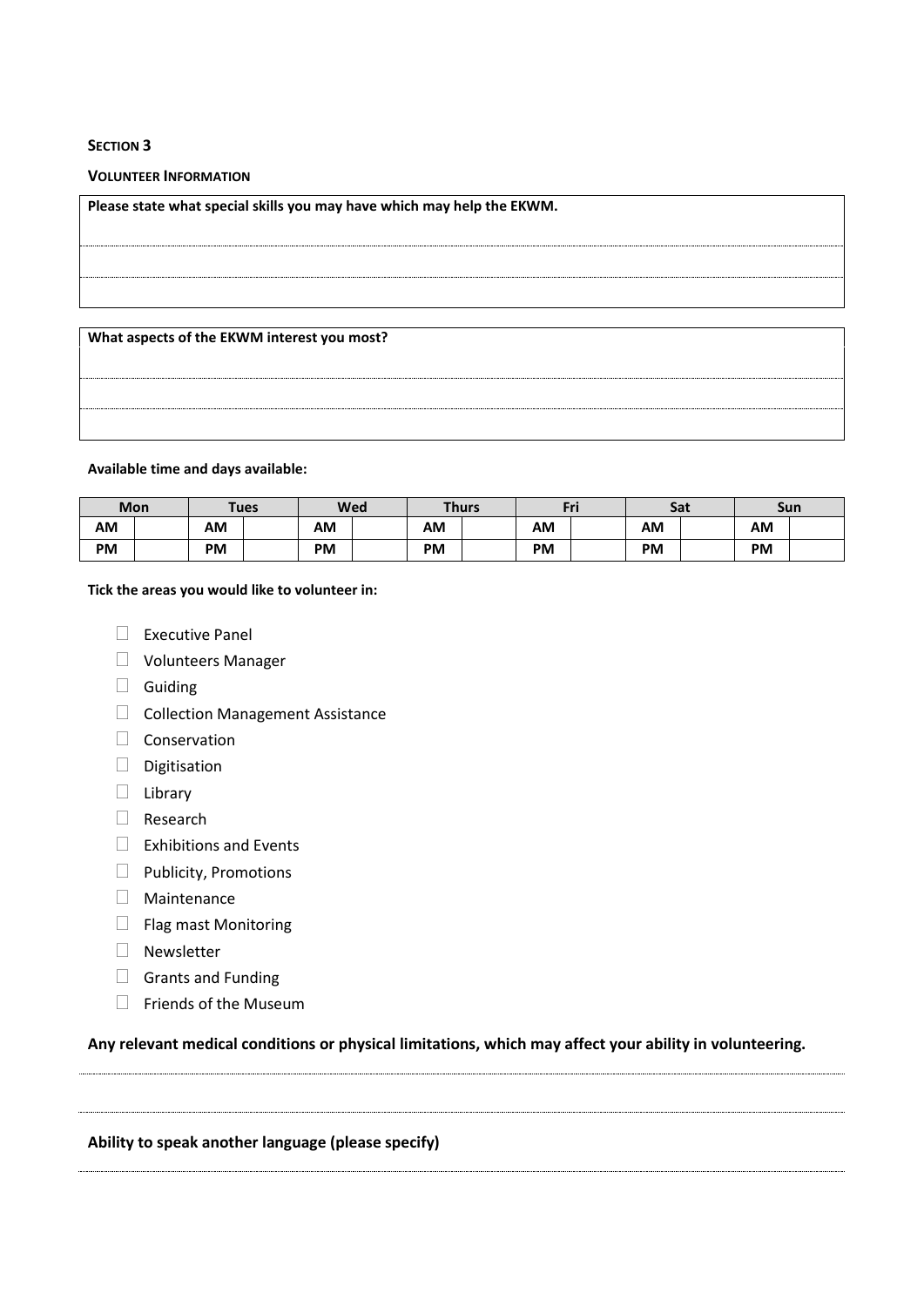**Section 3**

**Volunteer Information**

**Please state what special skills you may have which may help the EKWM.**

**What aspects of the EKWM interest you most?**

**Available time and days available:**

| Mon | | Tues | | Wed | | Thurs | | Fri | | Sat | | Sun | |
|---|---|---|---|---|---|---|---|---|---|---|---|---|---|
| **AM** | | **AM** | | **AM** | | **AM** | | **AM** | | **AM** | | **AM** | |
| **PM** | | **PM** | | **PM** | | **PM** | | **PM** | | **PM** | | **PM** | |

**Tick the areas you would like to volunteer in:**

- ☐ Executive Panel
- ☐ Volunteers Manager
- ☐ Guiding
- ☐ Collection Management Assistance
- ☐ Conservation
- ☐ Digitisation
- ☐ Library
- ☐ Research
- ☐ Exhibitions and Events
- ☐ Publicity, Promotions
- ☐ Maintenance
- ☐ Flag mast Monitoring
- ☐ Newsletter
- ☐ Grants and Funding
- ☐ Friends of the Museum

**Any relevant medical conditions or physical limitations, which may affect your ability in volunteering.**

**Ability to speak another language (please specify)**